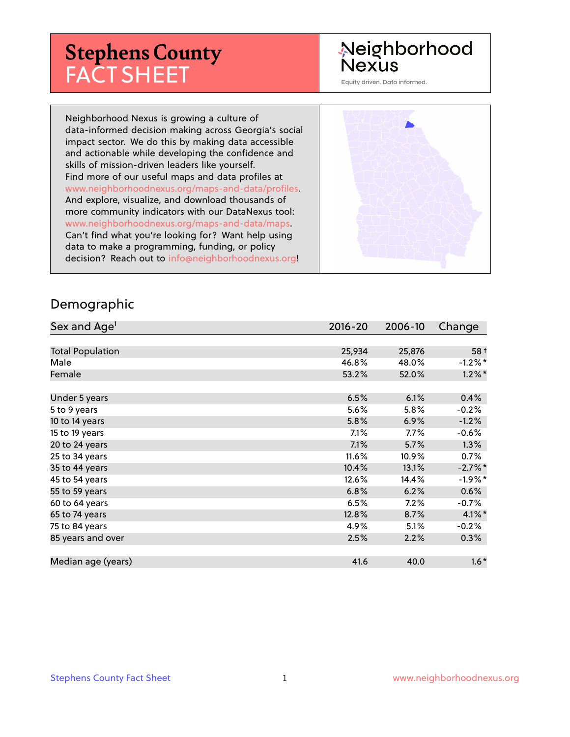# Stephens County FACT SHEET

Neighborhood Nexus

Equity driven. Data informed.

Neighborhood Nexus is growing a culture of data-informed decision making across Georgia's social impact sector. We do this by making data accessible and actionable while developing the confidence and skills of mission-driven leaders like yourself. Find more of our useful maps and data profiles at www.neighborhoodnexus.org/maps-and-data/profiles. And explore, visualize, and download thousands of more community indicators with our DataNexus tool: www.neighborhoodnexus.org/maps-and-data/maps. Can't find what you're looking for? Want help using data to make a programming, funding, or policy decision? Reach out to info@neighborhoodnexus.org!

## Demographic

| Sex and Age[1] | 2016-20 | 2006-10 | Change |
|---|---|---|---|
| Total Population | 25,934 | 25,876 | 58 † |
| Male | 46.8% | 48.0% | -1.2%* |
| Female | 53.2% | 52.0% | 1.2%* |
| | | | |
| Under 5 years | 6.5% | 6.1% | 0.4% |
| 5 to 9 years | 5.6% | 5.8% | -0.2% |
| 10 to 14 years | 5.8% | 6.9% | -1.2% |
| 15 to 19 years | 7.1% | 7.7% | -0.6% |
| 20 to 24 years | 7.1% | 5.7% | 1.3% |
| 25 to 34 years | 11.6% | 10.9% | 0.7% |
| 35 to 44 years | 10.4% | 13.1% | -2.7%* |
| 45 to 54 years | 12.6% | 14.4% | -1.9%* |
| 55 to 59 years | 6.8% | 6.2% | 0.6% |
| 60 to 64 years | 6.5% | 7.2% | -0.7% |
| 65 to 74 years | 12.8% | 8.7% | 4.1%* |
| 75 to 84 years | 4.9% | 5.1% | -0.2% |
| 85 years and over | 2.5% | 2.2% | 0.3% |
| | | | |
| Median age (years) | 41.6 | 40.0 | 1.6* |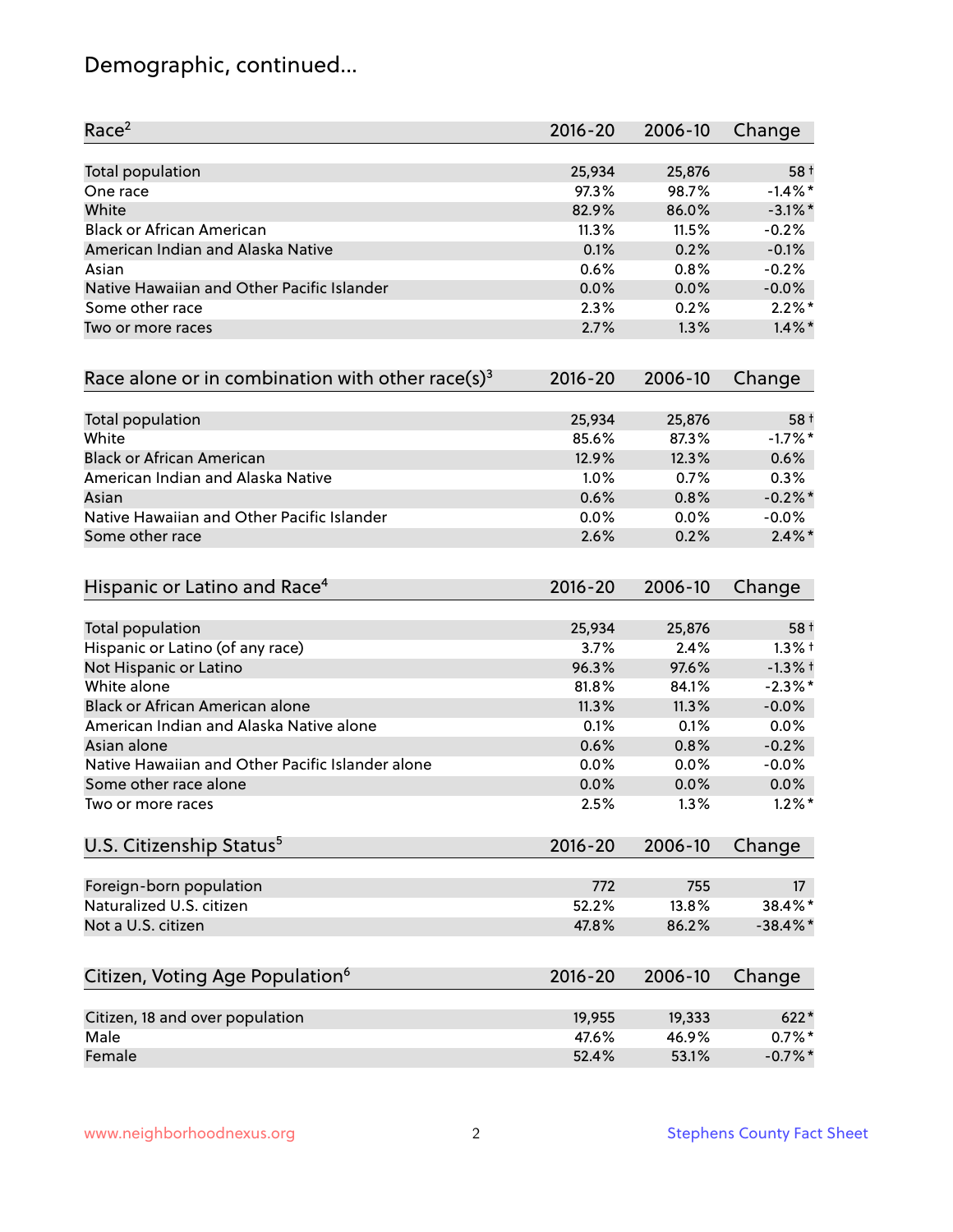# Demographic, continued...

| Race[2] | 2016-20 | 2006-10 | Change |
|---|---|---|---|
| Total population | 25,934 | 25,876 | 58 † |
| One race | 97.3% | 98.7% | -1.4% * |
| White | 82.9% | 86.0% | -3.1% * |
| Black or African American | 11.3% | 11.5% | -0.2% |
| American Indian and Alaska Native | 0.1% | 0.2% | -0.1% |
| Asian | 0.6% | 0.8% | -0.2% |
| Native Hawaiian and Other Pacific Islander | 0.0% | 0.0% | -0.0% |
| Some other race | 2.3% | 0.2% | 2.2% * |
| Two or more races | 2.7% | 1.3% | 1.4% * |

| Race alone or in combination with other race(s)[3] | 2016-20 | 2006-10 | Change |
|---|---|---|---|
| Total population | 25,934 | 25,876 | 58 † |
| White | 85.6% | 87.3% | -1.7% * |
| Black or African American | 12.9% | 12.3% | 0.6% |
| American Indian and Alaska Native | 1.0% | 0.7% | 0.3% |
| Asian | 0.6% | 0.8% | -0.2% * |
| Native Hawaiian and Other Pacific Islander | 0.0% | 0.0% | -0.0% |
| Some other race | 2.6% | 0.2% | 2.4% * |

| Hispanic or Latino and Race[4] | 2016-20 | 2006-10 | Change |
|---|---|---|---|
| Total population | 25,934 | 25,876 | 58 † |
| Hispanic or Latino (of any race) | 3.7% | 2.4% | 1.3% † |
| Not Hispanic or Latino | 96.3% | 97.6% | -1.3% † |
| White alone | 81.8% | 84.1% | -2.3% * |
| Black or African American alone | 11.3% | 11.3% | -0.0% |
| American Indian and Alaska Native alone | 0.1% | 0.1% | 0.0% |
| Asian alone | 0.6% | 0.8% | -0.2% |
| Native Hawaiian and Other Pacific Islander alone | 0.0% | 0.0% | -0.0% |
| Some other race alone | 0.0% | 0.0% | 0.0% |
| Two or more races | 2.5% | 1.3% | 1.2% * |

| U.S. Citizenship Status[5] | 2016-20 | 2006-10 | Change |
|---|---|---|---|
| Foreign-born population | 772 | 755 | 17 |
| Naturalized U.S. citizen | 52.2% | 13.8% | 38.4% * |
| Not a U.S. citizen | 47.8% | 86.2% | -38.4% * |

| Citizen, Voting Age Population[6] | 2016-20 | 2006-10 | Change |
|---|---|---|---|
| Citizen, 18 and over population | 19,955 | 19,333 | 622 * |
| Male | 47.6% | 46.9% | 0.7% * |
| Female | 52.4% | 53.1% | -0.7% * |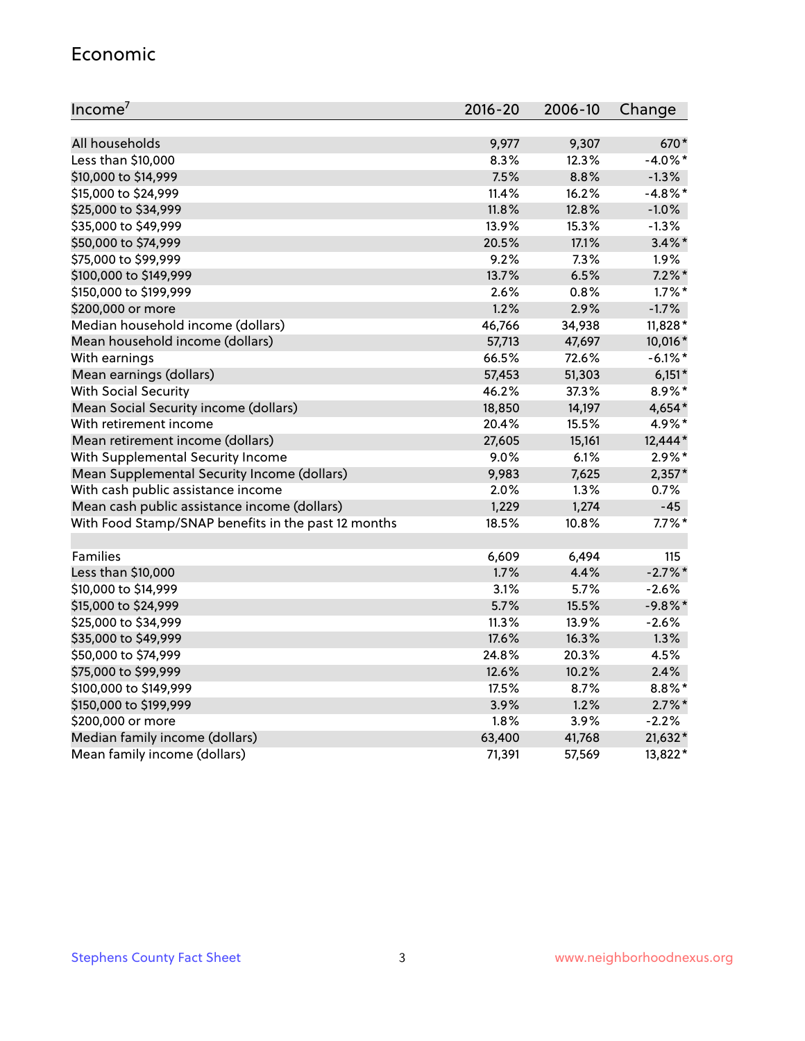## Economic

| Income[7] | 2016-20 | 2006-10 | Change |
|---|---|---|---|
| All households | 9,977 | 9,307 | 670* |
| Less than $10,000 | 8.3% | 12.3% | -4.0%* |
| $10,000 to $14,999 | 7.5% | 8.8% | -1.3% |
| $15,000 to $24,999 | 11.4% | 16.2% | -4.8%* |
| $25,000 to $34,999 | 11.8% | 12.8% | -1.0% |
| $35,000 to $49,999 | 13.9% | 15.3% | -1.3% |
| $50,000 to $74,999 | 20.5% | 17.1% | 3.4%* |
| $75,000 to $99,999 | 9.2% | 7.3% | 1.9% |
| $100,000 to $149,999 | 13.7% | 6.5% | 7.2%* |
| $150,000 to $199,999 | 2.6% | 0.8% | 1.7%* |
| $200,000 or more | 1.2% | 2.9% | -1.7% |
| Median household income (dollars) | 46,766 | 34,938 | 11,828* |
| Mean household income (dollars) | 57,713 | 47,697 | 10,016* |
| With earnings | 66.5% | 72.6% | -6.1%* |
| Mean earnings (dollars) | 57,453 | 51,303 | 6,151* |
| With Social Security | 46.2% | 37.3% | 8.9%* |
| Mean Social Security income (dollars) | 18,850 | 14,197 | 4,654* |
| With retirement income | 20.4% | 15.5% | 4.9%* |
| Mean retirement income (dollars) | 27,605 | 15,161 | 12,444* |
| With Supplemental Security Income | 9.0% | 6.1% | 2.9%* |
| Mean Supplemental Security Income (dollars) | 9,983 | 7,625 | 2,357* |
| With cash public assistance income | 2.0% | 1.3% | 0.7% |
| Mean cash public assistance income (dollars) | 1,229 | 1,274 | -45 |
| With Food Stamp/SNAP benefits in the past 12 months | 18.5% | 10.8% | 7.7%* |
| | | | |
| Families | 6,609 | 6,494 | 115 |
| Less than $10,000 | 1.7% | 4.4% | -2.7%* |
| $10,000 to $14,999 | 3.1% | 5.7% | -2.6% |
| $15,000 to $24,999 | 5.7% | 15.5% | -9.8%* |
| $25,000 to $34,999 | 11.3% | 13.9% | -2.6% |
| $35,000 to $49,999 | 17.6% | 16.3% | 1.3% |
| $50,000 to $74,999 | 24.8% | 20.3% | 4.5% |
| $75,000 to $99,999 | 12.6% | 10.2% | 2.4% |
| $100,000 to $149,999 | 17.5% | 8.7% | 8.8%* |
| $150,000 to $199,999 | 3.9% | 1.2% | 2.7%* |
| $200,000 or more | 1.8% | 3.9% | -2.2% |
| Median family income (dollars) | 63,400 | 41,768 | 21,632* |
| Mean family income (dollars) | 71,391 | 57,569 | 13,822* |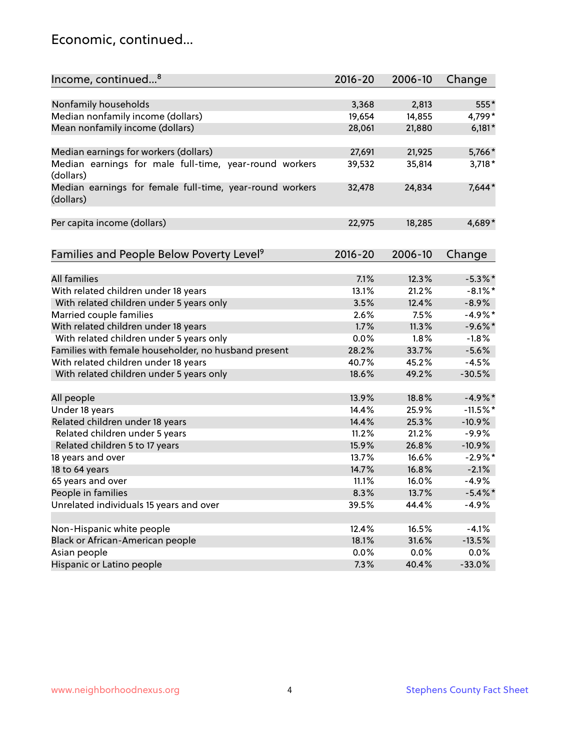## Economic, continued...

| Income, continued...[8] | 2016-20 | 2006-10 | Change |
|---|---|---|---|
| Nonfamily households | 3,368 | 2,813 | 555* |
| Median nonfamily income (dollars) | 19,654 | 14,855 | 4,799* |
| Mean nonfamily income (dollars) | 28,061 | 21,880 | 6,181* |
| Median earnings for workers (dollars) | 27,691 | 21,925 | 5,766* |
| Median earnings for male full-time, year-round workers (dollars) | 39,532 | 35,814 | 3,718* |
| Median earnings for female full-time, year-round workers (dollars) | 32,478 | 24,834 | 7,644* |
| Per capita income (dollars) | 22,975 | 18,285 | 4,689* |

| Families and People Below Poverty Level[9] | 2016-20 | 2006-10 | Change |
|---|---|---|---|
| All families | 7.1% | 12.3% | -5.3%* |
| With related children under 18 years | 13.1% | 21.2% | -8.1%* |
| With related children under 5 years only | 3.5% | 12.4% | -8.9% |
| Married couple families | 2.6% | 7.5% | -4.9%* |
| With related children under 18 years | 1.7% | 11.3% | -9.6%* |
| With related children under 5 years only | 0.0% | 1.8% | -1.8% |
| Families with female householder, no husband present | 28.2% | 33.7% | -5.6% |
| With related children under 18 years | 40.7% | 45.2% | -4.5% |
| With related children under 5 years only | 18.6% | 49.2% | -30.5% |
| All people | 13.9% | 18.8% | -4.9%* |
| Under 18 years | 14.4% | 25.9% | -11.5%* |
| Related children under 18 years | 14.4% | 25.3% | -10.9% |
| Related children under 5 years | 11.2% | 21.2% | -9.9% |
| Related children 5 to 17 years | 15.9% | 26.8% | -10.9% |
| 18 years and over | 13.7% | 16.6% | -2.9%* |
| 18 to 64 years | 14.7% | 16.8% | -2.1% |
| 65 years and over | 11.1% | 16.0% | -4.9% |
| People in families | 8.3% | 13.7% | -5.4%* |
| Unrelated individuals 15 years and over | 39.5% | 44.4% | -4.9% |
| Non-Hispanic white people | 12.4% | 16.5% | -4.1% |
| Black or African-American people | 18.1% | 31.6% | -13.5% |
| Asian people | 0.0% | 0.0% | 0.0% |
| Hispanic or Latino people | 7.3% | 40.4% | -33.0% |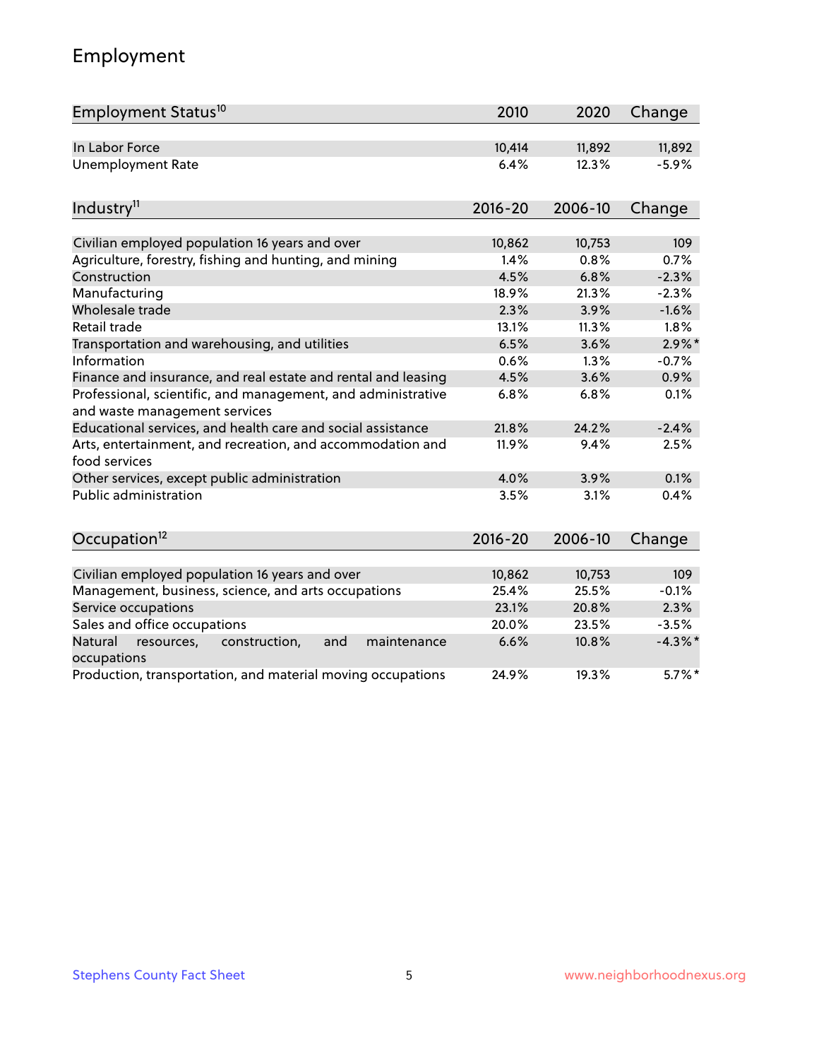## Employment

| Employment Status[10] | 2010 | 2020 | Change |
|---|---|---|---|
| In Labor Force | 10,414 | 11,892 | 11,892 |
| Unemployment Rate | 6.4% | 12.3% | -5.9% |

| Industry[11] | 2016-20 | 2006-10 | Change |
|---|---|---|---|
| Civilian employed population 16 years and over | 10,862 | 10,753 | 109 |
| Agriculture, forestry, fishing and hunting, and mining | 1.4% | 0.8% | 0.7% |
| Construction | 4.5% | 6.8% | -2.3% |
| Manufacturing | 18.9% | 21.3% | -2.3% |
| Wholesale trade | 2.3% | 3.9% | -1.6% |
| Retail trade | 13.1% | 11.3% | 1.8% |
| Transportation and warehousing, and utilities | 6.5% | 3.6% | 2.9%* |
| Information | 0.6% | 1.3% | -0.7% |
| Finance and insurance, and real estate and rental and leasing | 4.5% | 3.6% | 0.9% |
| Professional, scientific, and management, and administrative and waste management services | 6.8% | 6.8% | 0.1% |
| Educational services, and health care and social assistance | 21.8% | 24.2% | -2.4% |
| Arts, entertainment, and recreation, and accommodation and food services | 11.9% | 9.4% | 2.5% |
| Other services, except public administration | 4.0% | 3.9% | 0.1% |
| Public administration | 3.5% | 3.1% | 0.4% |

| Occupation[12] | 2016-20 | 2006-10 | Change |
|---|---|---|---|
| Civilian employed population 16 years and over | 10,862 | 10,753 | 109 |
| Management, business, science, and arts occupations | 25.4% | 25.5% | -0.1% |
| Service occupations | 23.1% | 20.8% | 2.3% |
| Sales and office occupations | 20.0% | 23.5% | -3.5% |
| Natural resources, construction, and maintenance occupations | 6.6% | 10.8% | -4.3%* |
| Production, transportation, and material moving occupations | 24.9% | 19.3% | 5.7%* |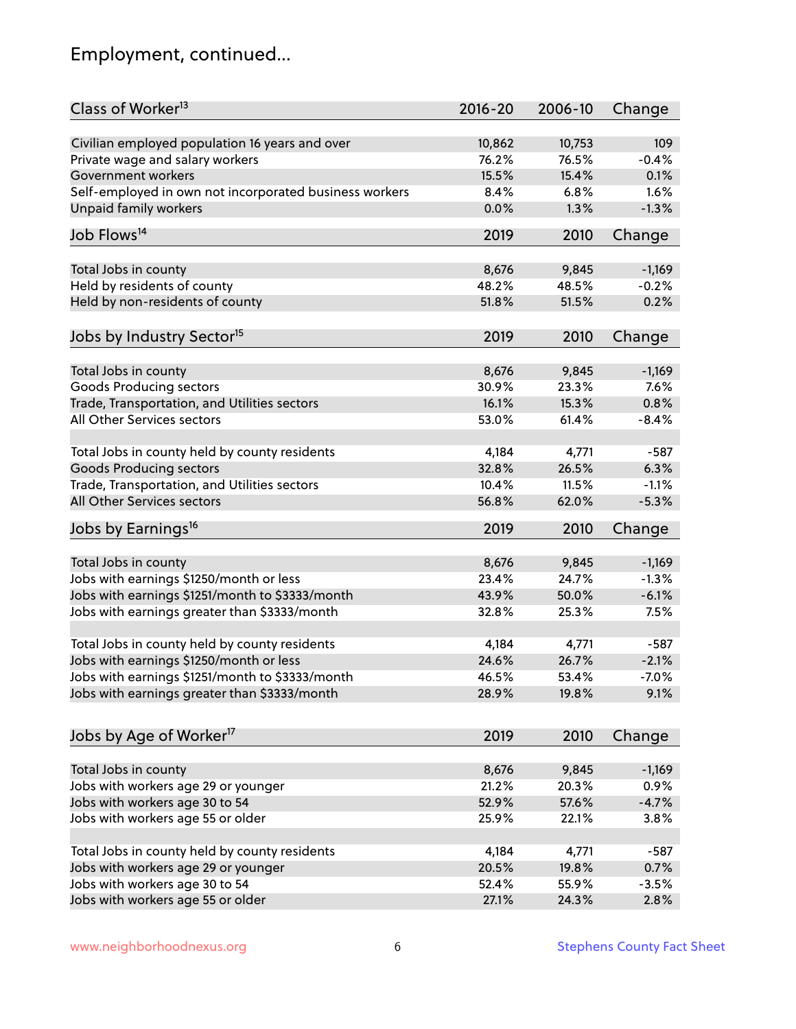# Employment, continued...

| Class of Worker[13] | 2016-20 | 2006-10 | Change |
|---|---|---|---|
| Civilian employed population 16 years and over | 10,862 | 10,753 | 109 |
| Private wage and salary workers | 76.2% | 76.5% | -0.4% |
| Government workers | 15.5% | 15.4% | 0.1% |
| Self-employed in own not incorporated business workers | 8.4% | 6.8% | 1.6% |
| Unpaid family workers | 0.0% | 1.3% | -1.3% |

| Job Flows[14] | 2019 | 2010 | Change |
|---|---|---|---|
| Total Jobs in county | 8,676 | 9,845 | -1,169 |
| Held by residents of county | 48.2% | 48.5% | -0.2% |
| Held by non-residents of county | 51.8% | 51.5% | 0.2% |

| Jobs by Industry Sector[15] | 2019 | 2010 | Change |
|---|---|---|---|
| Total Jobs in county | 8,676 | 9,845 | -1,169 |
| Goods Producing sectors | 30.9% | 23.3% | 7.6% |
| Trade, Transportation, and Utilities sectors | 16.1% | 15.3% | 0.8% |
| All Other Services sectors | 53.0% | 61.4% | -8.4% |
| | | | |
| Total Jobs in county held by county residents | 4,184 | 4,771 | -587 |
| Goods Producing sectors | 32.8% | 26.5% | 6.3% |
| Trade, Transportation, and Utilities sectors | 10.4% | 11.5% | -1.1% |
| All Other Services sectors | 56.8% | 62.0% | -5.3% |

| Jobs by Earnings[16] | 2019 | 2010 | Change |
|---|---|---|---|
| Total Jobs in county | 8,676 | 9,845 | -1,169 |
| Jobs with earnings $1250/month or less | 23.4% | 24.7% | -1.3% |
| Jobs with earnings $1251/month to $3333/month | 43.9% | 50.0% | -6.1% |
| Jobs with earnings greater than $3333/month | 32.8% | 25.3% | 7.5% |
| | | | |
| Total Jobs in county held by county residents | 4,184 | 4,771 | -587 |
| Jobs with earnings $1250/month or less | 24.6% | 26.7% | -2.1% |
| Jobs with earnings $1251/month to $3333/month | 46.5% | 53.4% | -7.0% |
| Jobs with earnings greater than $3333/month | 28.9% | 19.8% | 9.1% |

| Jobs by Age of Worker[17] | 2019 | 2010 | Change |
|---|---|---|---|
| Total Jobs in county | 8,676 | 9,845 | -1,169 |
| Jobs with workers age 29 or younger | 21.2% | 20.3% | 0.9% |
| Jobs with workers age 30 to 54 | 52.9% | 57.6% | -4.7% |
| Jobs with workers age 55 or older | 25.9% | 22.1% | 3.8% |
| | | | |
| Total Jobs in county held by county residents | 4,184 | 4,771 | -587 |
| Jobs with workers age 29 or younger | 20.5% | 19.8% | 0.7% |
| Jobs with workers age 30 to 54 | 52.4% | 55.9% | -3.5% |
| Jobs with workers age 55 or older | 27.1% | 24.3% | 2.8% |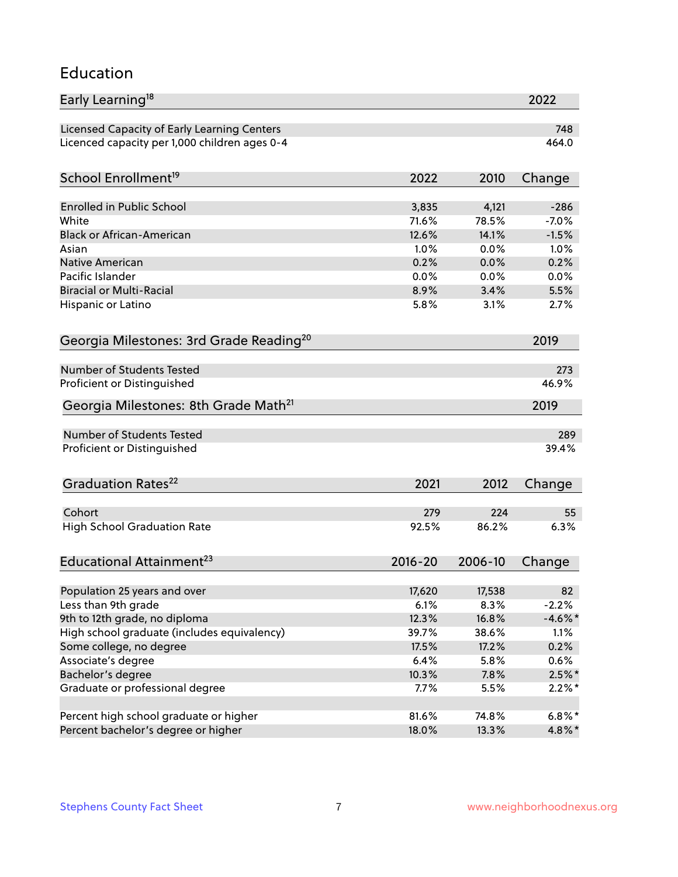# Education

| Early Learning[18] | 2022 |
|---|---|
| Licensed Capacity of Early Learning Centers | 748 |
| Licenced capacity per 1,000 children ages 0-4 | 464.0 |

| School Enrollment[19] | 2022 | 2010 | Change |
|---|---|---|---|
| Enrolled in Public School | 3,835 | 4,121 | -286 |
| White | 71.6% | 78.5% | -7.0% |
| Black or African-American | 12.6% | 14.1% | -1.5% |
| Asian | 1.0% | 0.0% | 1.0% |
| Native American | 0.2% | 0.0% | 0.2% |
| Pacific Islander | 0.0% | 0.0% | 0.0% |
| Biracial or Multi-Racial | 8.9% | 3.4% | 5.5% |
| Hispanic or Latino | 5.8% | 3.1% | 2.7% |

| Georgia Milestones: 3rd Grade Reading[20] | 2019 |
|---|---|
| Number of Students Tested | 273 |
| Proficient or Distinguished | 46.9% |

| Georgia Milestones: 8th Grade Math[21] | 2019 |
|---|---|
| Number of Students Tested | 289 |
| Proficient or Distinguished | 39.4% |

| Graduation Rates[22] | 2021 | 2012 | Change |
|---|---|---|---|
| Cohort | 279 | 224 | 55 |
| High School Graduation Rate | 92.5% | 86.2% | 6.3% |

| Educational Attainment[23] | 2016-20 | 2006-10 | Change |
|---|---|---|---|
| Population 25 years and over | 17,620 | 17,538 | 82 |
| Less than 9th grade | 6.1% | 8.3% | -2.2% |
| 9th to 12th grade, no diploma | 12.3% | 16.8% | -4.6%* |
| High school graduate (includes equivalency) | 39.7% | 38.6% | 1.1% |
| Some college, no degree | 17.5% | 17.2% | 0.2% |
| Associate's degree | 6.4% | 5.8% | 0.6% |
| Bachelor's degree | 10.3% | 7.8% | 2.5%* |
| Graduate or professional degree | 7.7% | 5.5% | 2.2%* |
| | | | |
| Percent high school graduate or higher | 81.6% | 74.8% | 6.8%* |
| Percent bachelor's degree or higher | 18.0% | 13.3% | 4.8%* |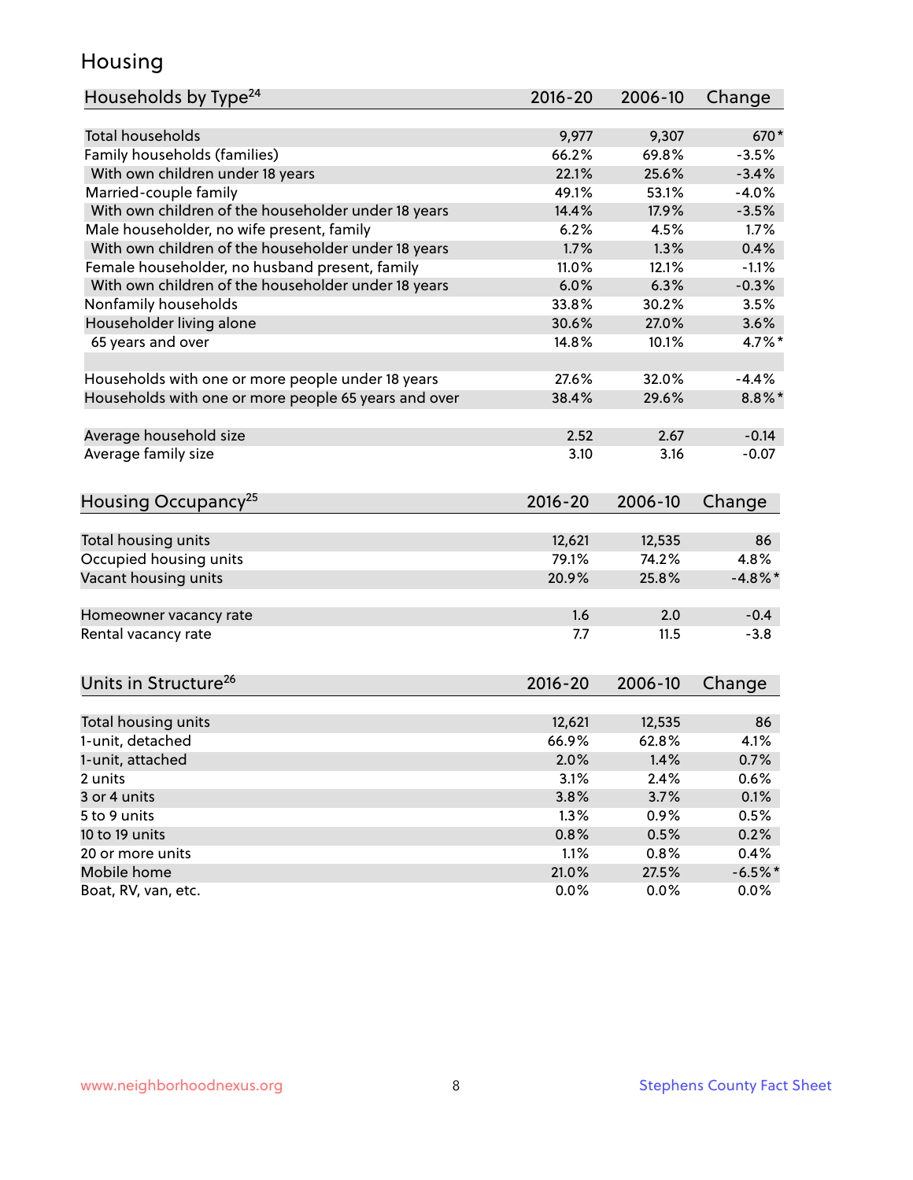## Housing

| Households by Type[24] | 2016-20 | 2006-10 | Change |
|---|---|---|---|
| Total households | 9,977 | 9,307 | 670* |
| Family households (families) | 66.2% | 69.8% | -3.5% |
| With own children under 18 years | 22.1% | 25.6% | -3.4% |
| Married-couple family | 49.1% | 53.1% | -4.0% |
| With own children of the householder under 18 years | 14.4% | 17.9% | -3.5% |
| Male householder, no wife present, family | 6.2% | 4.5% | 1.7% |
| With own children of the householder under 18 years | 1.7% | 1.3% | 0.4% |
| Female householder, no husband present, family | 11.0% | 12.1% | -1.1% |
| With own children of the householder under 18 years | 6.0% | 6.3% | -0.3% |
| Nonfamily households | 33.8% | 30.2% | 3.5% |
| Householder living alone | 30.6% | 27.0% | 3.6% |
| 65 years and over | 14.8% | 10.1% | 4.7%* |
| | | | |
| Households with one or more people under 18 years | 27.6% | 32.0% | -4.4% |
| Households with one or more people 65 years and over | 38.4% | 29.6% | 8.8%* |
| | | | |
| Average household size | 2.52 | 2.67 | -0.14 |
| Average family size | 3.10 | 3.16 | -0.07 |

| Housing Occupancy[25] | 2016-20 | 2006-10 | Change |
|---|---|---|---|
| Total housing units | 12,621 | 12,535 | 86 |
| Occupied housing units | 79.1% | 74.2% | 4.8% |
| Vacant housing units | 20.9% | 25.8% | -4.8%* |
| | | | |
| Homeowner vacancy rate | 1.6 | 2.0 | -0.4 |
| Rental vacancy rate | 7.7 | 11.5 | -3.8 |

| Units in Structure[26] | 2016-20 | 2006-10 | Change |
|---|---|---|---|
| Total housing units | 12,621 | 12,535 | 86 |
| 1-unit, detached | 66.9% | 62.8% | 4.1% |
| 1-unit, attached | 2.0% | 1.4% | 0.7% |
| 2 units | 3.1% | 2.4% | 0.6% |
| 3 or 4 units | 3.8% | 3.7% | 0.1% |
| 5 to 9 units | 1.3% | 0.9% | 0.5% |
| 10 to 19 units | 0.8% | 0.5% | 0.2% |
| 20 or more units | 1.1% | 0.8% | 0.4% |
| Mobile home | 21.0% | 27.5% | -6.5%* |
| Boat, RV, van, etc. | 0.0% | 0.0% | 0.0% |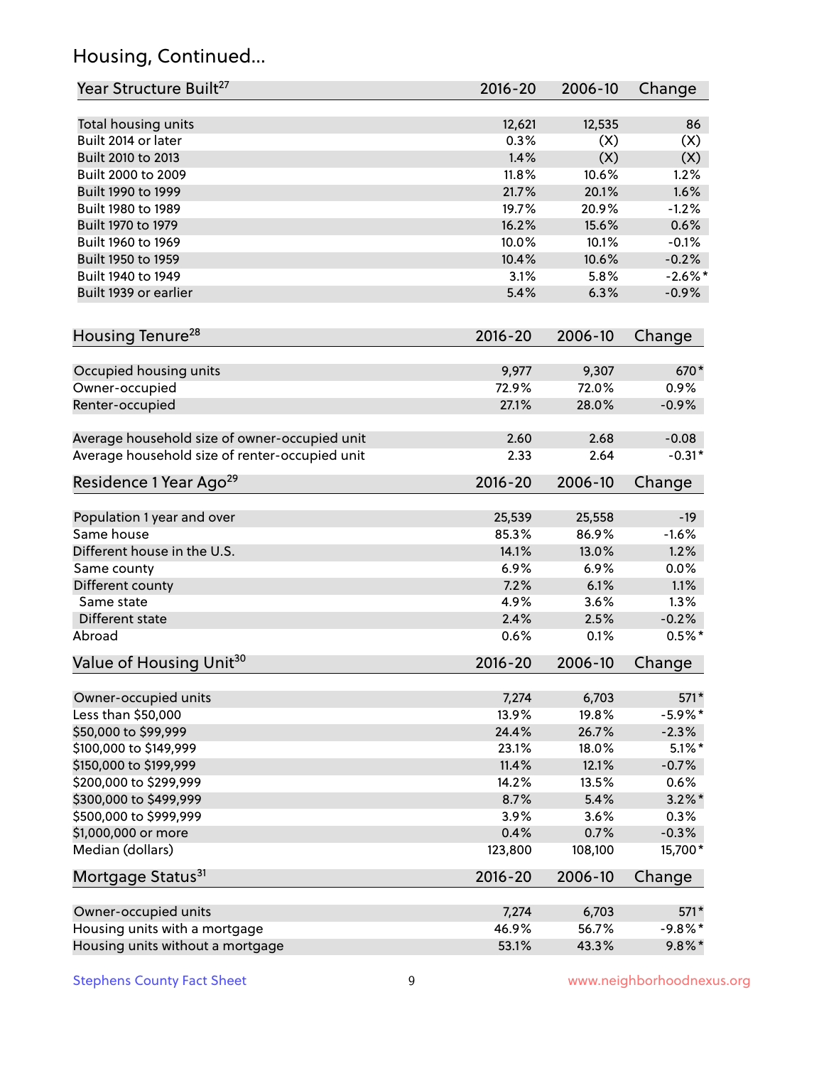## Housing, Continued...

| Year Structure Built[27] | 2016-20 | 2006-10 | Change |
|---|---|---|---|
| Total housing units | 12,621 | 12,535 | 86 |
| Built 2014 or later | 0.3% | (X) | (X) |
| Built 2010 to 2013 | 1.4% | (X) | (X) |
| Built 2000 to 2009 | 11.8% | 10.6% | 1.2% |
| Built 1990 to 1999 | 21.7% | 20.1% | 1.6% |
| Built 1980 to 1989 | 19.7% | 20.9% | -1.2% |
| Built 1970 to 1979 | 16.2% | 15.6% | 0.6% |
| Built 1960 to 1969 | 10.0% | 10.1% | -0.1% |
| Built 1950 to 1959 | 10.4% | 10.6% | -0.2% |
| Built 1940 to 1949 | 3.1% | 5.8% | -2.6%* |
| Built 1939 or earlier | 5.4% | 6.3% | -0.9% |

| Housing Tenure[28] | 2016-20 | 2006-10 | Change |
|---|---|---|---|
| Occupied housing units | 9,977 | 9,307 | 670* |
| Owner-occupied | 72.9% | 72.0% | 0.9% |
| Renter-occupied | 27.1% | 28.0% | -0.9% |
| Average household size of owner-occupied unit | 2.60 | 2.68 | -0.08 |
| Average household size of renter-occupied unit | 2.33 | 2.64 | -0.31* |

| Residence 1 Year Ago[29] | 2016-20 | 2006-10 | Change |
|---|---|---|---|
| Population 1 year and over | 25,539 | 25,558 | -19 |
| Same house | 85.3% | 86.9% | -1.6% |
| Different house in the U.S. | 14.1% | 13.0% | 1.2% |
| Same county | 6.9% | 6.9% | 0.0% |
| Different county | 7.2% | 6.1% | 1.1% |
| Same state | 4.9% | 3.6% | 1.3% |
| Different state | 2.4% | 2.5% | -0.2% |
| Abroad | 0.6% | 0.1% | 0.5%* |

| Value of Housing Unit[30] | 2016-20 | 2006-10 | Change |
|---|---|---|---|
| Owner-occupied units | 7,274 | 6,703 | 571* |
| Less than $50,000 | 13.9% | 19.8% | -5.9%* |
| $50,000 to $99,999 | 24.4% | 26.7% | -2.3% |
| $100,000 to $149,999 | 23.1% | 18.0% | 5.1%* |
| $150,000 to $199,999 | 11.4% | 12.1% | -0.7% |
| $200,000 to $299,999 | 14.2% | 13.5% | 0.6% |
| $300,000 to $499,999 | 8.7% | 5.4% | 3.2%* |
| $500,000 to $999,999 | 3.9% | 3.6% | 0.3% |
| $1,000,000 or more | 0.4% | 0.7% | -0.3% |
| Median (dollars) | 123,800 | 108,100 | 15,700* |

| Mortgage Status[31] | 2016-20 | 2006-10 | Change |
|---|---|---|---|
| Owner-occupied units | 7,274 | 6,703 | 571* |
| Housing units with a mortgage | 46.9% | 56.7% | -9.8%* |
| Housing units without a mortgage | 53.1% | 43.3% | 9.8%* |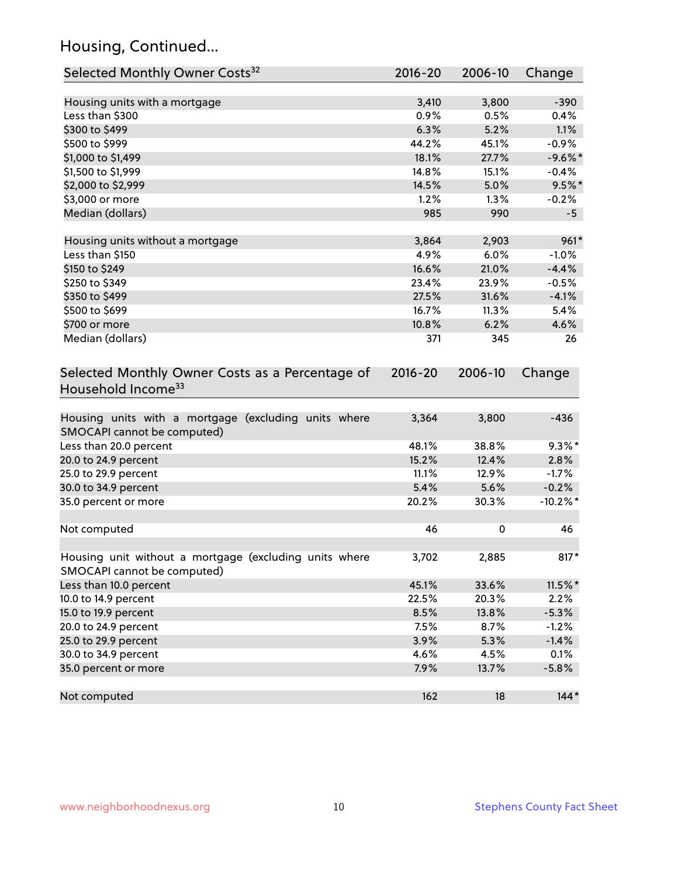## Housing, Continued...

| Selected Monthly Owner Costs[32] | 2016-20 | 2006-10 | Change |
|---|---|---|---|
| Housing units with a mortgage | 3,410 | 3,800 | -390 |
| Less than $300 | 0.9% | 0.5% | 0.4% |
| $300 to $499 | 6.3% | 5.2% | 1.1% |
| $500 to $999 | 44.2% | 45.1% | -0.9% |
| $1,000 to $1,499 | 18.1% | 27.7% | -9.6%* |
| $1,500 to $1,999 | 14.8% | 15.1% | -0.4% |
| $2,000 to $2,999 | 14.5% | 5.0% | 9.5%* |
| $3,000 or more | 1.2% | 1.3% | -0.2% |
| Median (dollars) | 985 | 990 | -5 |
| | | | |
| Housing units without a mortgage | 3,864 | 2,903 | 961* |
| Less than $150 | 4.9% | 6.0% | -1.0% |
| $150 to $249 | 16.6% | 21.0% | -4.4% |
| $250 to $349 | 23.4% | 23.9% | -0.5% |
| $350 to $499 | 27.5% | 31.6% | -4.1% |
| $500 to $699 | 16.7% | 11.3% | 5.4% |
| $700 or more | 10.8% | 6.2% | 4.6% |
| Median (dollars) | 371 | 345 | 26 |

| Selected Monthly Owner Costs as a Percentage of Household Income[33] | 2016-20 | 2006-10 | Change |
|---|---|---|---|
| Housing units with a mortgage (excluding units where SMOCAPI cannot be computed) | 3,364 | 3,800 | -436 |
| Less than 20.0 percent | 48.1% | 38.8% | 9.3%* |
| 20.0 to 24.9 percent | 15.2% | 12.4% | 2.8% |
| 25.0 to 29.9 percent | 11.1% | 12.9% | -1.7% |
| 30.0 to 34.9 percent | 5.4% | 5.6% | -0.2% |
| 35.0 percent or more | 20.2% | 30.3% | -10.2%* |
| | | | |
| Not computed | 46 | 0 | 46 |
| | | | |
| Housing unit without a mortgage (excluding units where SMOCAPI cannot be computed) | 3,702 | 2,885 | 817* |
| Less than 10.0 percent | 45.1% | 33.6% | 11.5%* |
| 10.0 to 14.9 percent | 22.5% | 20.3% | 2.2% |
| 15.0 to 19.9 percent | 8.5% | 13.8% | -5.3% |
| 20.0 to 24.9 percent | 7.5% | 8.7% | -1.2% |
| 25.0 to 29.9 percent | 3.9% | 5.3% | -1.4% |
| 30.0 to 34.9 percent | 4.6% | 4.5% | 0.1% |
| 35.0 percent or more | 7.9% | 13.7% | -5.8% |
| | | | |
| Not computed | 162 | 18 | 144* |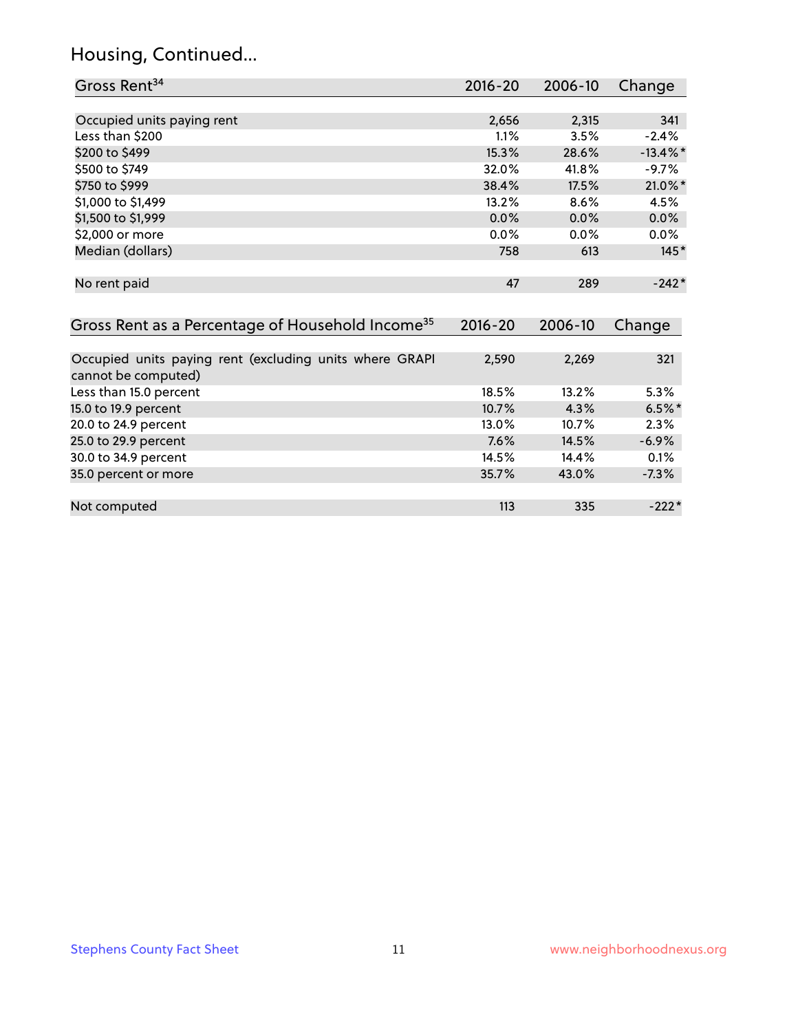## Housing, Continued...

| Gross Rent[34] | 2016-20 | 2006-10 | Change |
|---|---|---|---|
| Occupied units paying rent | 2,656 | 2,315 | 341 |
| Less than $200 | 1.1% | 3.5% | -2.4% |
| $200 to $499 | 15.3% | 28.6% | -13.4%* |
| $500 to $749 | 32.0% | 41.8% | -9.7% |
| $750 to $999 | 38.4% | 17.5% | 21.0%* |
| $1,000 to $1,499 | 13.2% | 8.6% | 4.5% |
| $1,500 to $1,999 | 0.0% | 0.0% | 0.0% |
| $2,000 or more | 0.0% | 0.0% | 0.0% |
| Median (dollars) | 758 | 613 | 145* |
| No rent paid | 47 | 289 | -242* |

| Gross Rent as a Percentage of Household Income[35] | 2016-20 | 2006-10 | Change |
|---|---|---|---|
| Occupied units paying rent (excluding units where GRAPI cannot be computed) | 2,590 | 2,269 | 321 |
| Less than 15.0 percent | 18.5% | 13.2% | 5.3% |
| 15.0 to 19.9 percent | 10.7% | 4.3% | 6.5%* |
| 20.0 to 24.9 percent | 13.0% | 10.7% | 2.3% |
| 25.0 to 29.9 percent | 7.6% | 14.5% | -6.9% |
| 30.0 to 34.9 percent | 14.5% | 14.4% | 0.1% |
| 35.0 percent or more | 35.7% | 43.0% | -7.3% |
| Not computed | 113 | 335 | -222* |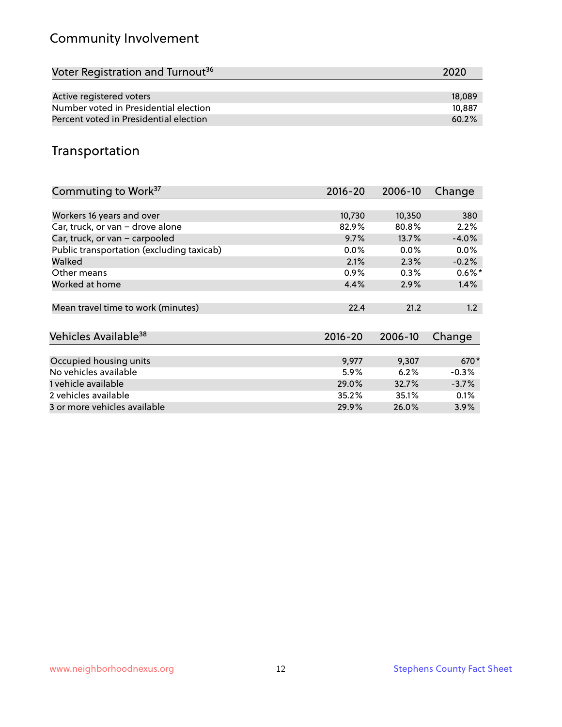## Community Involvement

| Voter Registration and Turnout[36] | 2020 |
|---|---|
| Active registered voters | 18,089 |
| Number voted in Presidential election | 10,887 |
| Percent voted in Presidential election | 60.2% |

## Transportation

| Commuting to Work[37] | 2016-20 | 2006-10 | Change |
|---|---|---|---|
| Workers 16 years and over | 10,730 | 10,350 | 380 |
| Car, truck, or van – drove alone | 82.9% | 80.8% | 2.2% |
| Car, truck, or van – carpooled | 9.7% | 13.7% | -4.0% |
| Public transportation (excluding taxicab) | 0.0% | 0.0% | 0.0% |
| Walked | 2.1% | 2.3% | -0.2% |
| Other means | 0.9% | 0.3% | 0.6%* |
| Worked at home | 4.4% | 2.9% | 1.4% |
| Mean travel time to work (minutes) | 22.4 | 21.2 | 1.2 |

| Vehicles Available[38] | 2016-20 | 2006-10 | Change |
|---|---|---|---|
| Occupied housing units | 9,977 | 9,307 | 670* |
| No vehicles available | 5.9% | 6.2% | -0.3% |
| 1 vehicle available | 29.0% | 32.7% | -3.7% |
| 2 vehicles available | 35.2% | 35.1% | 0.1% |
| 3 or more vehicles available | 29.9% | 26.0% | 3.9% |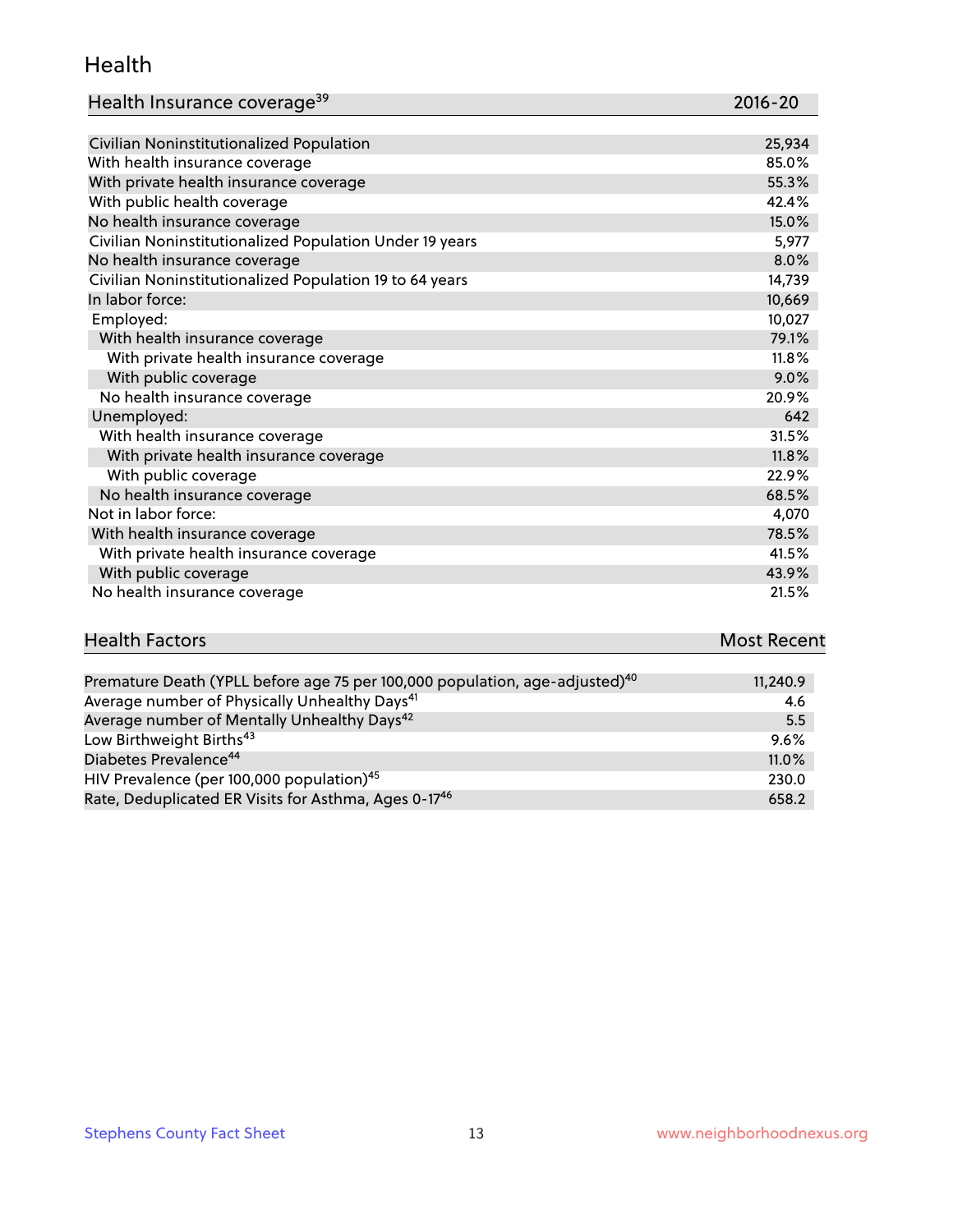## Health

| Health Insurance coverage[39] | 2016-20 |
| --- | --- |
| Civilian Noninstitutionalized Population | 25,934 |
| With health insurance coverage | 85.0% |
| With private health insurance coverage | 55.3% |
| With public health coverage | 42.4% |
| No health insurance coverage | 15.0% |
| Civilian Noninstitutionalized Population Under 19 years | 5,977 |
| No health insurance coverage | 8.0% |
| Civilian Noninstitutionalized Population 19 to 64 years | 14,739 |
| In labor force: | 10,669 |
| Employed: | 10,027 |
| With health insurance coverage | 79.1% |
| With private health insurance coverage | 11.8% |
| With public coverage | 9.0% |
| No health insurance coverage | 20.9% |
| Unemployed: | 642 |
| With health insurance coverage | 31.5% |
| With private health insurance coverage | 11.8% |
| With public coverage | 22.9% |
| No health insurance coverage | 68.5% |
| Not in labor force: | 4,070 |
| With health insurance coverage | 78.5% |
| With private health insurance coverage | 41.5% |
| With public coverage | 43.9% |
| No health insurance coverage | 21.5% |

| Health Factors | Most Recent |
| --- | --- |
| Premature Death (YPLL before age 75 per 100,000 population, age-adjusted)[40] | 11,240.9 |
| Average number of Physically Unhealthy Days[41] | 4.6 |
| Average number of Mentally Unhealthy Days[42] | 5.5 |
| Low Birthweight Births[43] | 9.6% |
| Diabetes Prevalence[44] | 11.0% |
| HIV Prevalence (per 100,000 population)[45] | 230.0 |
| Rate, Deduplicated ER Visits for Asthma, Ages 0-17[46] | 658.2 |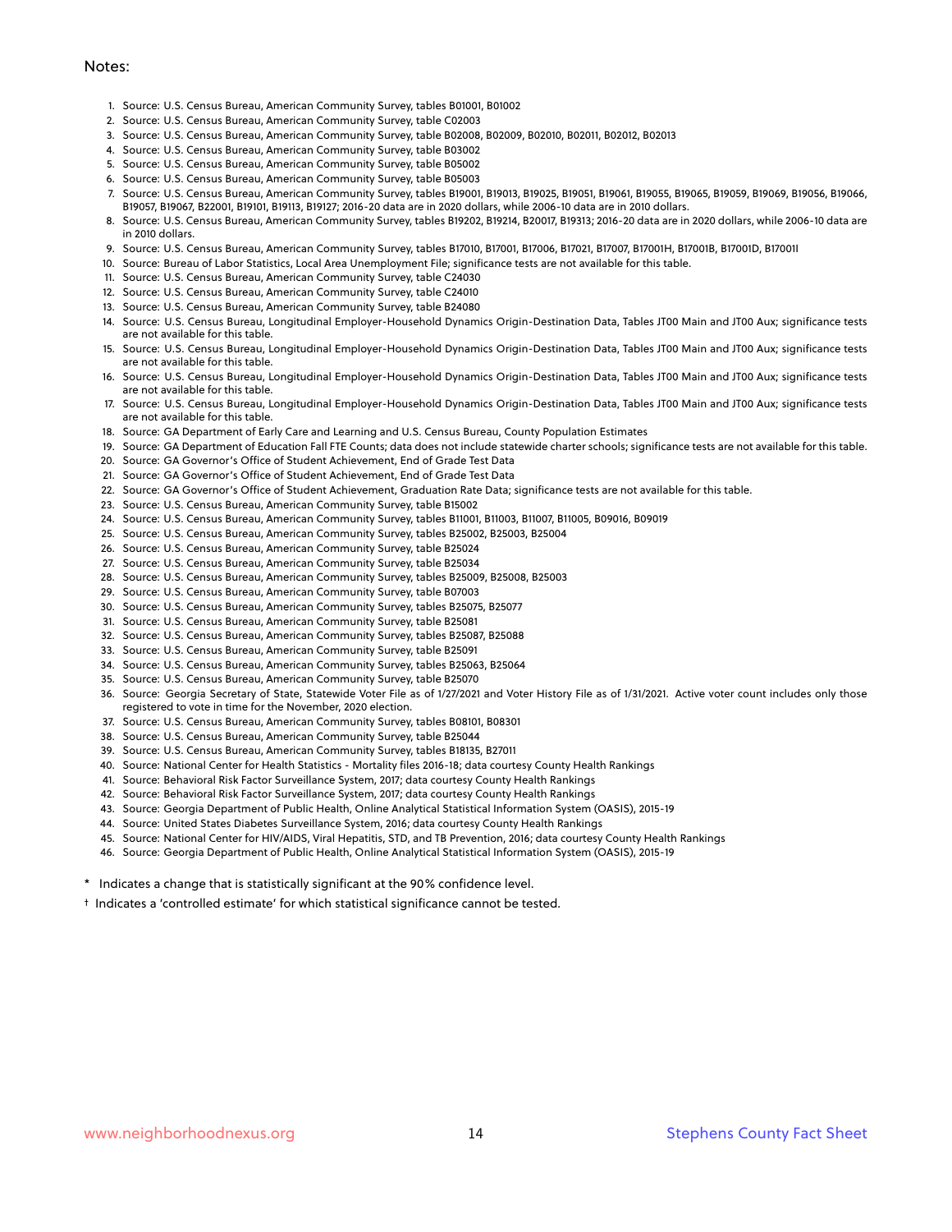Notes:

1. Source: U.S. Census Bureau, American Community Survey, tables B01001, B01002
2. Source: U.S. Census Bureau, American Community Survey, table C02003
3. Source: U.S. Census Bureau, American Community Survey, table B02008, B02009, B02010, B02011, B02012, B02013
4. Source: U.S. Census Bureau, American Community Survey, table B03002
5. Source: U.S. Census Bureau, American Community Survey, table B05002
6. Source: U.S. Census Bureau, American Community Survey, table B05003
7. Source: U.S. Census Bureau, American Community Survey, tables B19001, B19013, B19025, B19051, B19061, B19055, B19065, B19059, B19069, B19056, B19066, B19057, B19067, B22001, B19101, B19113, B19127; 2016-20 data are in 2020 dollars, while 2006-10 data are in 2010 dollars.
8. Source: U.S. Census Bureau, American Community Survey, tables B19202, B19214, B20017, B19313; 2016-20 data are in 2020 dollars, while 2006-10 data are in 2010 dollars.
9. Source: U.S. Census Bureau, American Community Survey, tables B17010, B17001, B17006, B17021, B17007, B17001H, B17001B, B17001D, B17001I
10. Source: Bureau of Labor Statistics, Local Area Unemployment File; significance tests are not available for this table.
11. Source: U.S. Census Bureau, American Community Survey, table C24030
12. Source: U.S. Census Bureau, American Community Survey, table C24010
13. Source: U.S. Census Bureau, American Community Survey, table B24080
14. Source: U.S. Census Bureau, Longitudinal Employer-Household Dynamics Origin-Destination Data, Tables JT00 Main and JT00 Aux; significance tests are not available for this table.
15. Source: U.S. Census Bureau, Longitudinal Employer-Household Dynamics Origin-Destination Data, Tables JT00 Main and JT00 Aux; significance tests are not available for this table.
16. Source: U.S. Census Bureau, Longitudinal Employer-Household Dynamics Origin-Destination Data, Tables JT00 Main and JT00 Aux; significance tests are not available for this table.
17. Source: U.S. Census Bureau, Longitudinal Employer-Household Dynamics Origin-Destination Data, Tables JT00 Main and JT00 Aux; significance tests are not available for this table.
18. Source: GA Department of Early Care and Learning and U.S. Census Bureau, County Population Estimates
19. Source: GA Department of Education Fall FTE Counts; data does not include statewide charter schools; significance tests are not available for this table.
20. Source: GA Governor's Office of Student Achievement, End of Grade Test Data
21. Source: GA Governor's Office of Student Achievement, End of Grade Test Data
22. Source: GA Governor's Office of Student Achievement, Graduation Rate Data; significance tests are not available for this table.
23. Source: U.S. Census Bureau, American Community Survey, table B15002
24. Source: U.S. Census Bureau, American Community Survey, tables B11001, B11003, B11007, B11005, B09016, B09019
25. Source: U.S. Census Bureau, American Community Survey, tables B25002, B25003, B25004
26. Source: U.S. Census Bureau, American Community Survey, table B25024
27. Source: U.S. Census Bureau, American Community Survey, table B25034
28. Source: U.S. Census Bureau, American Community Survey, tables B25009, B25008, B25003
29. Source: U.S. Census Bureau, American Community Survey, table B07003
30. Source: U.S. Census Bureau, American Community Survey, tables B25075, B25077
31. Source: U.S. Census Bureau, American Community Survey, table B25081
32. Source: U.S. Census Bureau, American Community Survey, tables B25087, B25088
33. Source: U.S. Census Bureau, American Community Survey, table B25091
34. Source: U.S. Census Bureau, American Community Survey, tables B25063, B25064
35. Source: U.S. Census Bureau, American Community Survey, table B25070
36. Source: Georgia Secretary of State, Statewide Voter File as of 1/27/2021 and Voter History File as of 1/31/2021. Active voter count includes only those registered to vote in time for the November, 2020 election.
37. Source: U.S. Census Bureau, American Community Survey, tables B08101, B08301
38. Source: U.S. Census Bureau, American Community Survey, table B25044
39. Source: U.S. Census Bureau, American Community Survey, tables B18135, B27011
40. Source: National Center for Health Statistics - Mortality files 2016-18; data courtesy County Health Rankings
41. Source: Behavioral Risk Factor Surveillance System, 2017; data courtesy County Health Rankings
42. Source: Behavioral Risk Factor Surveillance System, 2017; data courtesy County Health Rankings
43. Source: Georgia Department of Public Health, Online Analytical Statistical Information System (OASIS), 2015-19
44. Source: United States Diabetes Surveillance System, 2016; data courtesy County Health Rankings
45. Source: National Center for HIV/AIDS, Viral Hepatitis, STD, and TB Prevention, 2016; data courtesy County Health Rankings
46. Source: Georgia Department of Public Health, Online Analytical Statistical Information System (OASIS), 2015-19

\* Indicates a change that is statistically significant at the 90% confidence level.

† Indicates a 'controlled estimate' for which statistical significance cannot be tested.